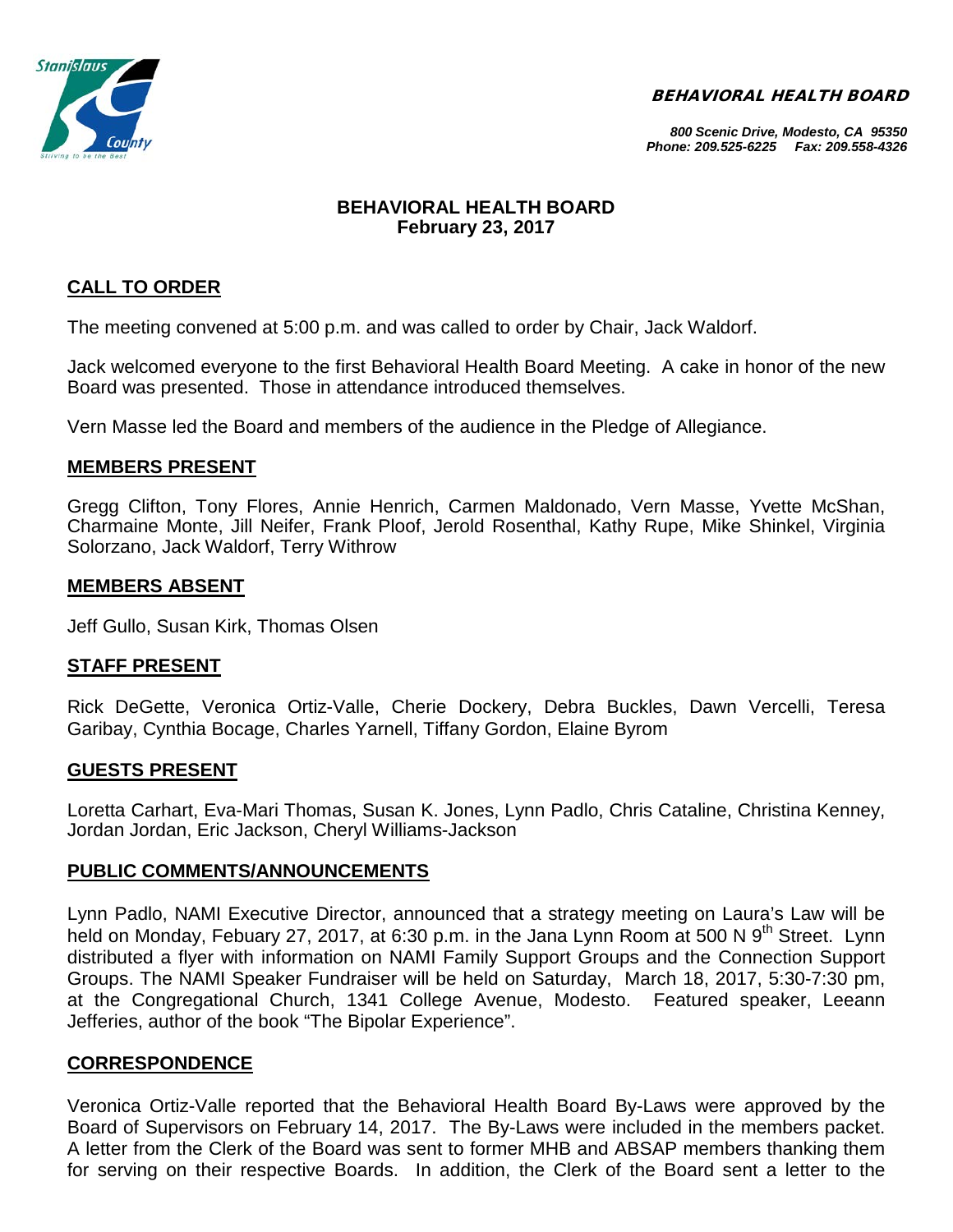**BEHAVIORAL HEALTH BOARD**

*800 Scenic Drive, Modesto, CA 95350*
*Phone: 209.525-6225 Fax: 209.558-4326*

**BEHAVIORAL HEALTH BOARD**
**February 23, 2017**

## CALL TO ORDER

The meeting convened at 5:00 p.m. and was called to order by Chair, Jack Waldorf.

Jack welcomed everyone to the first Behavioral Health Board Meeting. A cake in honor of the new Board was presented. Those in attendance introduced themselves.

Vern Masse led the Board and members of the audience in the Pledge of Allegiance.

## MEMBERS PRESENT

Gregg Clifton, Tony Flores, Annie Henrich, Carmen Maldonado, Vern Masse, Yvette McShan, Charmaine Monte, Jill Neifer, Frank Ploof, Jerold Rosenthal, Kathy Rupe, Mike Shinkel, Virginia Solorzano, Jack Waldorf, Terry Withrow

## MEMBERS ABSENT

Jeff Gullo, Susan Kirk, Thomas Olsen

## STAFF PRESENT

Rick DeGette, Veronica Ortiz-Valle, Cherie Dockery, Debra Buckles, Dawn Vercelli, Teresa Garibay, Cynthia Bocage, Charles Yarnell, Tiffany Gordon, Elaine Byrom

## GUESTS PRESENT

Loretta Carhart, Eva-Mari Thomas, Susan K. Jones, Lynn Padlo, Chris Cataline, Christina Kenney, Jordan Jordan, Eric Jackson, Cheryl Williams-Jackson

## PUBLIC COMMENTS/ANNOUNCEMENTS

Lynn Padlo, NAMI Executive Director, announced that a strategy meeting on Laura's Law will be held on Monday, Febuary 27, 2017, at 6:30 p.m. in the Jana Lynn Room at 500 N 9th Street. Lynn distributed a flyer with information on NAMI Family Support Groups and the Connection Support Groups. The NAMI Speaker Fundraiser will be held on Saturday, March 18, 2017, 5:30-7:30 pm, at the Congregational Church, 1341 College Avenue, Modesto. Featured speaker, Leeann Jefferies, author of the book "The Bipolar Experience".

## CORRESPONDENCE

Veronica Ortiz-Valle reported that the Behavioral Health Board By-Laws were approved by the Board of Supervisors on February 14, 2017. The By-Laws were included in the members packet. A letter from the Clerk of the Board was sent to former MHB and ABSAP members thanking them for serving on their respective Boards. In addition, the Clerk of the Board sent a letter to the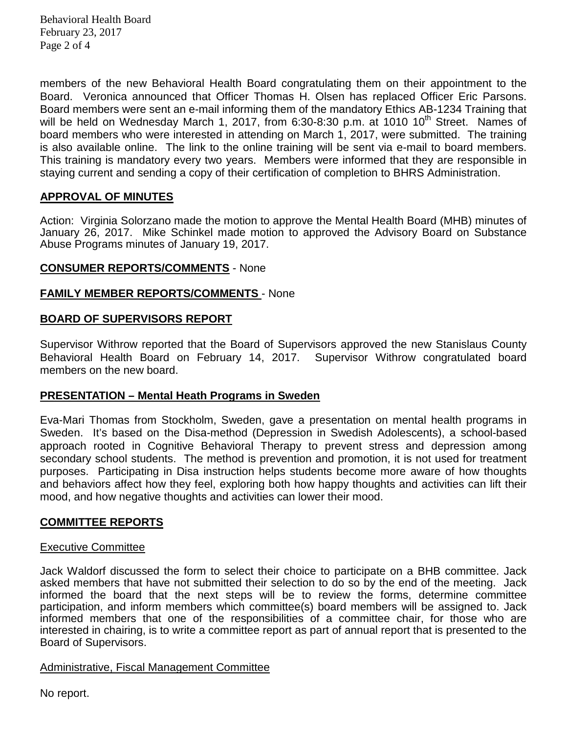members of the new Behavioral Health Board congratulating them on their appointment to the Board. Veronica announced that Officer Thomas H. Olsen has replaced Officer Eric Parsons. Board members were sent an e-mail informing them of the mandatory Ethics AB-1234 Training that will be held on Wednesday March 1, 2017, from 6:30-8:30 p.m. at 1010 10th Street. Names of board members who were interested in attending on March 1, 2017, were submitted. The training is also available online. The link to the online training will be sent via e-mail to board members. This training is mandatory every two years. Members were informed that they are responsible in staying current and sending a copy of their certification of completion to BHRS Administration.

## APPROVAL OF MINUTES

Action: Virginia Solorzano made the motion to approve the Mental Health Board (MHB) minutes of January 26, 2017. Mike Schinkel made motion to approved the Advisory Board on Substance Abuse Programs minutes of January 19, 2017.

## CONSUMER REPORTS/COMMENTS - None

## FAMILY MEMBER REPORTS/COMMENTS - None

## BOARD OF SUPERVISORS REPORT

Supervisor Withrow reported that the Board of Supervisors approved the new Stanislaus County Behavioral Health Board on February 14, 2017. Supervisor Withrow congratulated board members on the new board.

## PRESENTATION – Mental Heath Programs in Sweden

Eva-Mari Thomas from Stockholm, Sweden, gave a presentation on mental health programs in Sweden. It's based on the Disa-method (Depression in Swedish Adolescents), a school-based approach rooted in Cognitive Behavioral Therapy to prevent stress and depression among secondary school students. The method is prevention and promotion, it is not used for treatment purposes. Participating in Disa instruction helps students become more aware of how thoughts and behaviors affect how they feel, exploring both how happy thoughts and activities can lift their mood, and how negative thoughts and activities can lower their mood.

## COMMITTEE REPORTS

### Executive Committee

Jack Waldorf discussed the form to select their choice to participate on a BHB committee. Jack asked members that have not submitted their selection to do so by the end of the meeting. Jack informed the board that the next steps will be to review the forms, determine committee participation, and inform members which committee(s) board members will be assigned to. Jack informed members that one of the responsibilities of a committee chair, for those who are interested in chairing, is to write a committee report as part of annual report that is presented to the Board of Supervisors.

### Administrative, Fiscal Management Committee

No report.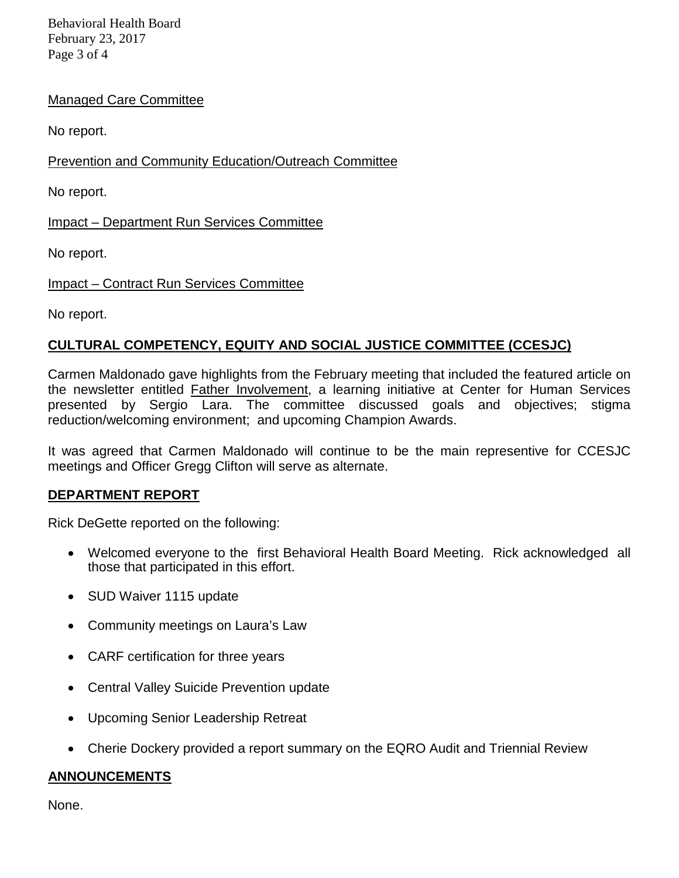Managed Care Committee

No report.

Prevention and Community Education/Outreach Committee

No report.

Impact – Department Run Services Committee

No report.

Impact – Contract Run Services Committee

No report.

## CULTURAL COMPETENCY, EQUITY AND SOCIAL JUSTICE COMMITTEE (CCESJC)

Carmen Maldonado gave highlights from the February meeting that included the featured article on the newsletter entitled Father Involvement, a learning initiative at Center for Human Services presented by Sergio Lara. The committee discussed goals and objectives; stigma reduction/welcoming environment; and upcoming Champion Awards.

It was agreed that Carmen Maldonado will continue to be the main representive for CCESJC meetings and Officer Gregg Clifton will serve as alternate.

## DEPARTMENT REPORT

Rick DeGette reported on the following:

- Welcomed everyone to the first Behavioral Health Board Meeting. Rick acknowledged all those that participated in this effort.
- SUD Waiver 1115 update
- Community meetings on Laura's Law
- CARF certification for three years
- Central Valley Suicide Prevention update
- Upcoming Senior Leadership Retreat
- Cherie Dockery provided a report summary on the EQRO Audit and Triennial Review

## ANNOUNCEMENTS

None.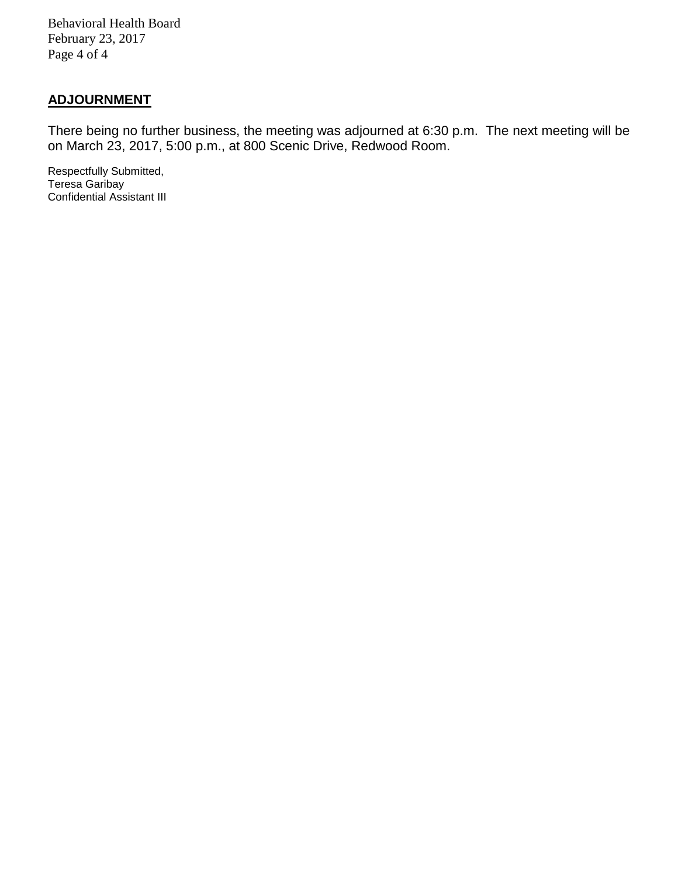## ADJOURNMENT

There being no further business, the meeting was adjourned at 6:30 p.m. The next meeting will be on March 23, 2017, 5:00 p.m., at 800 Scenic Drive, Redwood Room.

Respectfully Submitted,
Teresa Garibay
Confidential Assistant III